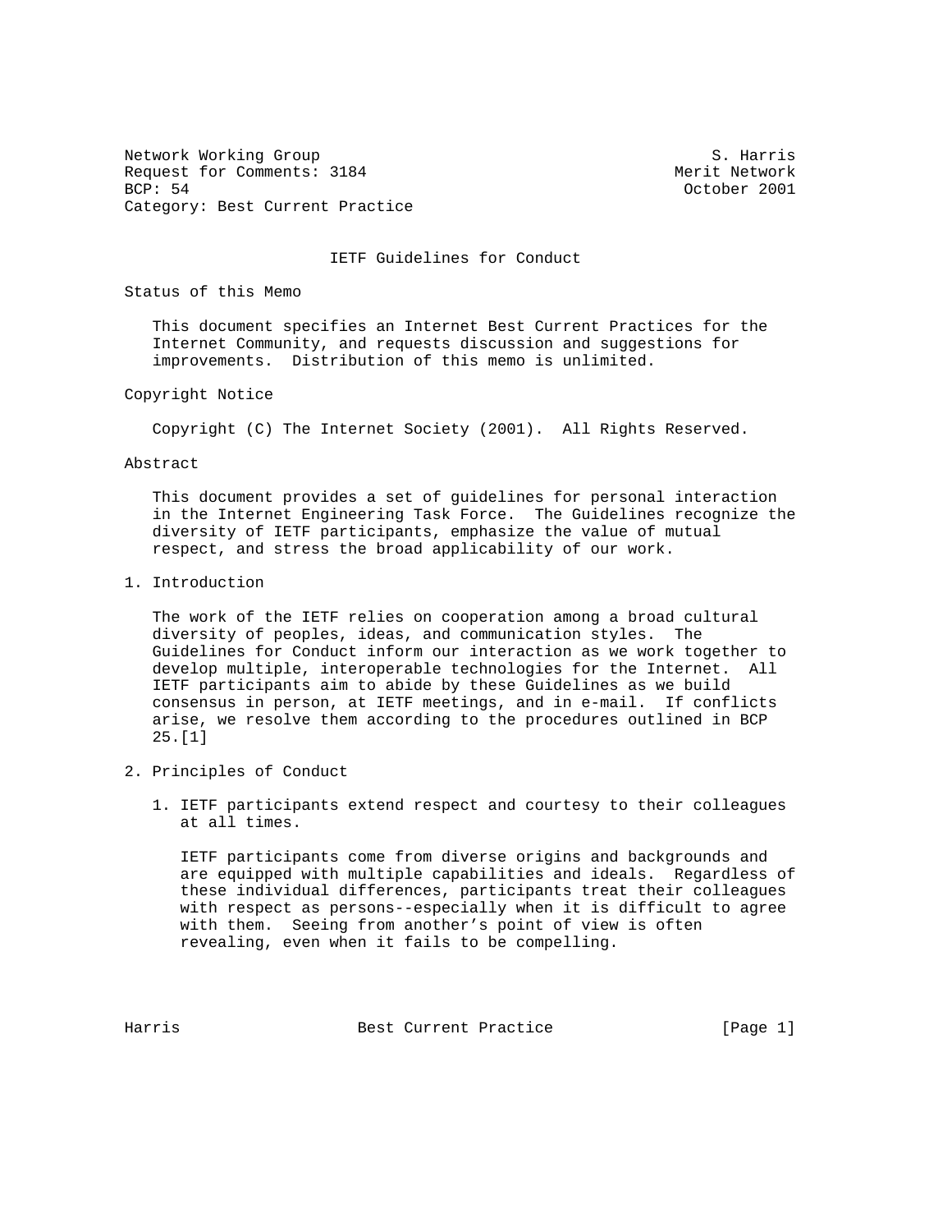Network Working Group                                          S. Harris
Request for Comments: 3184                                 Merit Network
BCP: 54                                                     October 2001
Category: Best Current Practice

# IETF Guidelines for Conduct

## Status of this Memo

This document specifies an Internet Best Current Practices for the Internet Community, and requests discussion and suggestions for improvements. Distribution of this memo is unlimited.

## Copyright Notice

Copyright (C) The Internet Society (2001). All Rights Reserved.

## Abstract

This document provides a set of guidelines for personal interaction in the Internet Engineering Task Force. The Guidelines recognize the diversity of IETF participants, emphasize the value of mutual respect, and stress the broad applicability of our work.

## 1. Introduction

The work of the IETF relies on cooperation among a broad cultural diversity of peoples, ideas, and communication styles. The Guidelines for Conduct inform our interaction as we work together to develop multiple, interoperable technologies for the Internet. All IETF participants aim to abide by these Guidelines as we build consensus in person, at IETF meetings, and in e-mail. If conflicts arise, we resolve them according to the procedures outlined in BCP 25.[1]

## 2. Principles of Conduct

1. IETF participants extend respect and courtesy to their colleagues at all times.

   IETF participants come from diverse origins and backgrounds and are equipped with multiple capabilities and ideals. Regardless of these individual differences, participants treat their colleagues with respect as persons--especially when it is difficult to agree with them. Seeing from another's point of view is often revealing, even when it fails to be compelling.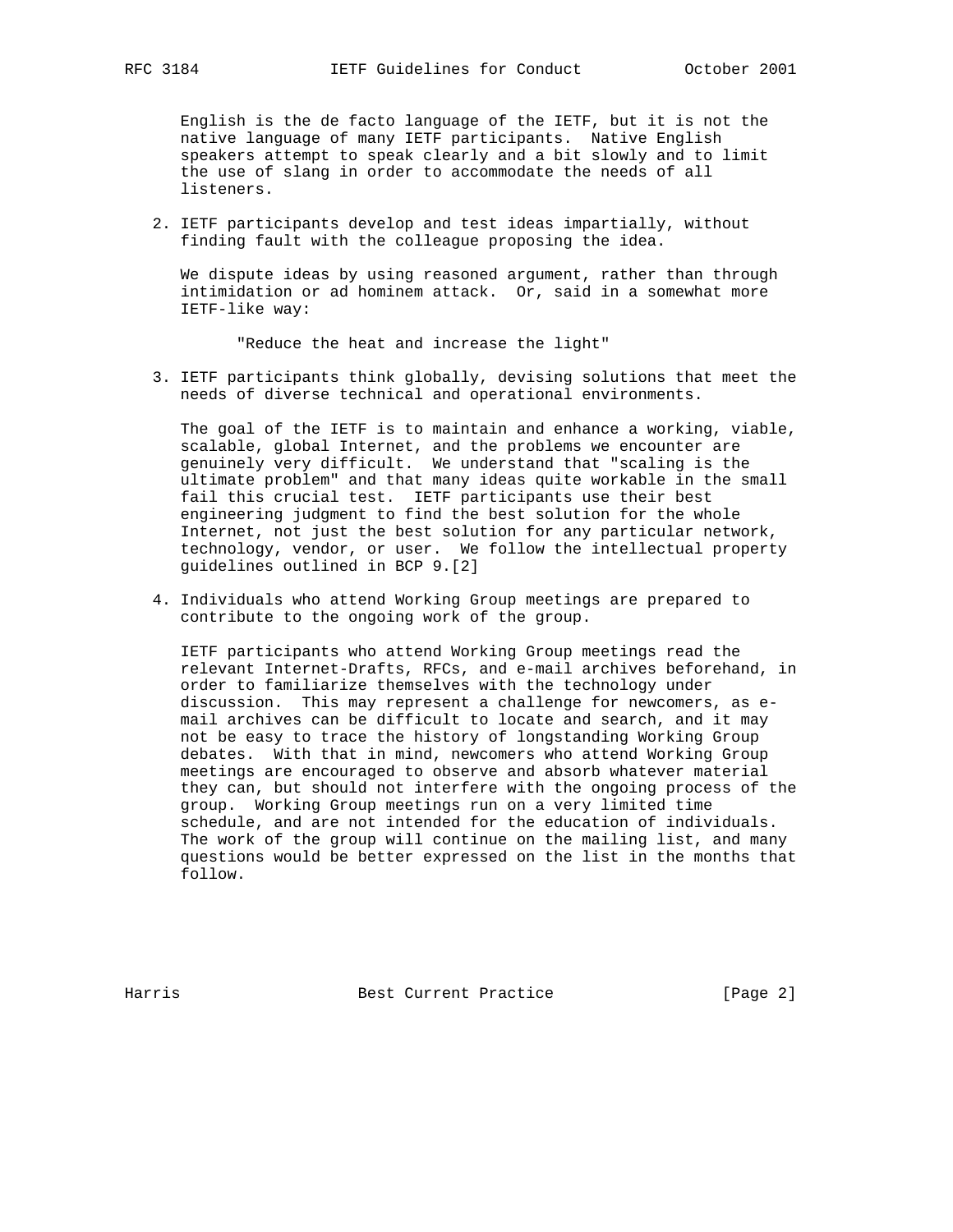English is the de facto language of the IETF, but it is not the native language of many IETF participants. Native English speakers attempt to speak clearly and a bit slowly and to limit the use of slang in order to accommodate the needs of all listeners.

2. IETF participants develop and test ideas impartially, without finding fault with the colleague proposing the idea.

   We dispute ideas by using reasoned argument, rather than through intimidation or ad hominem attack. Or, said in a somewhat more IETF-like way:

   > "Reduce the heat and increase the light"

3. IETF participants think globally, devising solutions that meet the needs of diverse technical and operational environments.

   The goal of the IETF is to maintain and enhance a working, viable, scalable, global Internet, and the problems we encounter are genuinely very difficult. We understand that "scaling is the ultimate problem" and that many ideas quite workable in the small fail this crucial test. IETF participants use their best engineering judgment to find the best solution for the whole Internet, not just the best solution for any particular network, technology, vendor, or user. We follow the intellectual property guidelines outlined in BCP 9.[2]

4. Individuals who attend Working Group meetings are prepared to contribute to the ongoing work of the group.

   IETF participants who attend Working Group meetings read the relevant Internet-Drafts, RFCs, and e-mail archives beforehand, in order to familiarize themselves with the technology under discussion. This may represent a challenge for newcomers, as e-mail archives can be difficult to locate and search, and it may not be easy to trace the history of longstanding Working Group debates. With that in mind, newcomers who attend Working Group meetings are encouraged to observe and absorb whatever material they can, but should not interfere with the ongoing process of the group. Working Group meetings run on a very limited time schedule, and are not intended for the education of individuals. The work of the group will continue on the mailing list, and many questions would be better expressed on the list in the months that follow.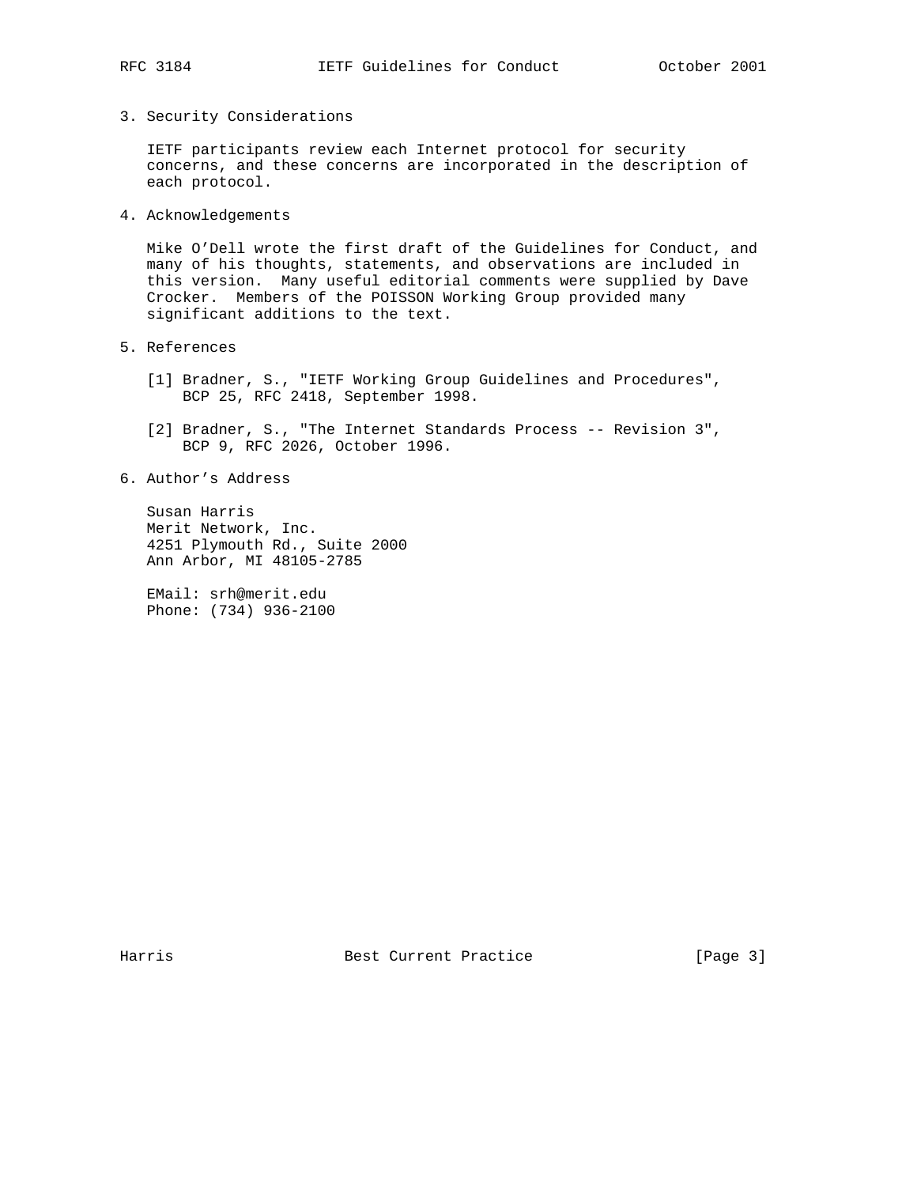## 3. Security Considerations

IETF participants review each Internet protocol for security concerns, and these concerns are incorporated in the description of each protocol.

## 4. Acknowledgements

Mike O'Dell wrote the first draft of the Guidelines for Conduct, and many of his thoughts, statements, and observations are included in this version. Many useful editorial comments were supplied by Dave Crocker. Members of the POISSON Working Group provided many significant additions to the text.

## 5. References

[1] Bradner, S., "IETF Working Group Guidelines and Procedures", BCP 25, RFC 2418, September 1998.

[2] Bradner, S., "The Internet Standards Process -- Revision 3", BCP 9, RFC 2026, October 1996.

## 6. Author's Address

Susan Harris
Merit Network, Inc.
4251 Plymouth Rd., Suite 2000
Ann Arbor, MI 48105-2785

EMail: srh@merit.edu
Phone: (734) 936-2100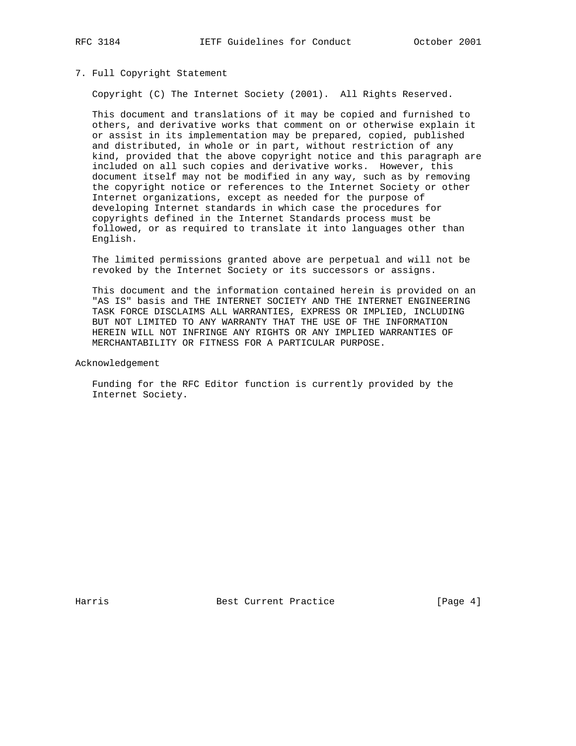## 7. Full Copyright Statement

Copyright (C) The Internet Society (2001). All Rights Reserved.

This document and translations of it may be copied and furnished to others, and derivative works that comment on or otherwise explain it or assist in its implementation may be prepared, copied, published and distributed, in whole or in part, without restriction of any kind, provided that the above copyright notice and this paragraph are included on all such copies and derivative works. However, this document itself may not be modified in any way, such as by removing the copyright notice or references to the Internet Society or other Internet organizations, except as needed for the purpose of developing Internet standards in which case the procedures for copyrights defined in the Internet Standards process must be followed, or as required to translate it into languages other than English.

The limited permissions granted above are perpetual and will not be revoked by the Internet Society or its successors or assigns.

This document and the information contained herein is provided on an "AS IS" basis and THE INTERNET SOCIETY AND THE INTERNET ENGINEERING TASK FORCE DISCLAIMS ALL WARRANTIES, EXPRESS OR IMPLIED, INCLUDING BUT NOT LIMITED TO ANY WARRANTY THAT THE USE OF THE INFORMATION HEREIN WILL NOT INFRINGE ANY RIGHTS OR ANY IMPLIED WARRANTIES OF MERCHANTABILITY OR FITNESS FOR A PARTICULAR PURPOSE.

## Acknowledgement

Funding for the RFC Editor function is currently provided by the Internet Society.